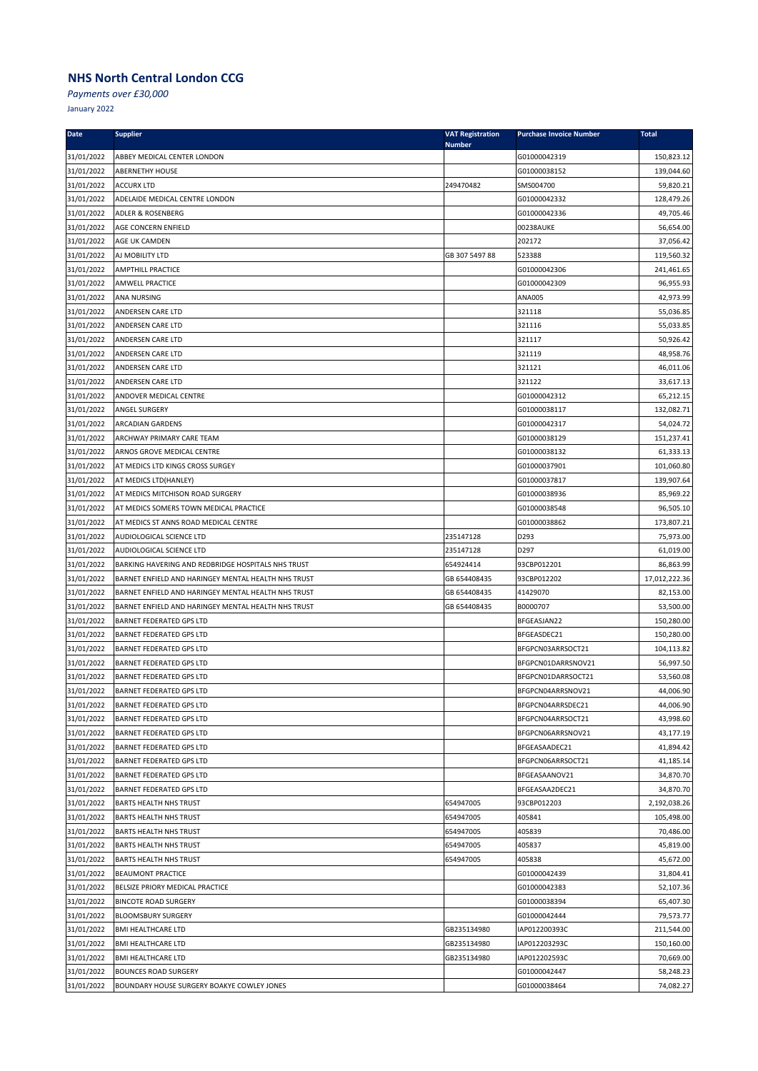## NHS North Central London CCG

*Payments over £30,000*

January 2022

| Date | Supplier | VAT Registration Number | Purchase Invoice Number | Total |
|---|---|---|---|---|
| 31/01/2022 | ABBEY MEDICAL CENTER LONDON | | G01000042319 | 150,823.12 |
| 31/01/2022 | ABERNETHY HOUSE | | G01000038152 | 139,044.60 |
| 31/01/2022 | ACCURX LTD | 249470482 | SMS004700 | 59,820.21 |
| 31/01/2022 | ADELAIDE MEDICAL CENTRE LONDON | | G01000042332 | 128,479.26 |
| 31/01/2022 | ADLER & ROSENBERG | | G01000042336 | 49,705.46 |
| 31/01/2022 | AGE CONCERN ENFIELD | | 00238AUKE | 56,654.00 |
| 31/01/2022 | AGE UK CAMDEN | | 202172 | 37,056.42 |
| 31/01/2022 | AJ MOBILITY LTD | GB 307 5497 88 | 523388 | 119,560.32 |
| 31/01/2022 | AMPTHILL PRACTICE | | G01000042306 | 241,461.65 |
| 31/01/2022 | AMWELL PRACTICE | | G01000042309 | 96,955.93 |
| 31/01/2022 | ANA NURSING | | ANA005 | 42,973.99 |
| 31/01/2022 | ANDERSEN CARE LTD | | 321118 | 55,036.85 |
| 31/01/2022 | ANDERSEN CARE LTD | | 321116 | 55,033.85 |
| 31/01/2022 | ANDERSEN CARE LTD | | 321117 | 50,926.42 |
| 31/01/2022 | ANDERSEN CARE LTD | | 321119 | 48,958.76 |
| 31/01/2022 | ANDERSEN CARE LTD | | 321121 | 46,011.06 |
| 31/01/2022 | ANDERSEN CARE LTD | | 321122 | 33,617.13 |
| 31/01/2022 | ANDOVER MEDICAL CENTRE | | G01000042312 | 65,212.15 |
| 31/01/2022 | ANGEL SURGERY | | G01000038117 | 132,082.71 |
| 31/01/2022 | ARCADIAN GARDENS | | G01000042317 | 54,024.72 |
| 31/01/2022 | ARCHWAY PRIMARY CARE TEAM | | G01000038129 | 151,237.41 |
| 31/01/2022 | ARNOS GROVE MEDICAL CENTRE | | G01000038132 | 61,333.13 |
| 31/01/2022 | AT MEDICS LTD KINGS CROSS SURGEY | | G01000037901 | 101,060.80 |
| 31/01/2022 | AT MEDICS LTD(HANLEY) | | G01000037817 | 139,907.64 |
| 31/01/2022 | AT MEDICS MITCHISON ROAD SURGERY | | G01000038936 | 85,969.22 |
| 31/01/2022 | AT MEDICS SOMERS TOWN MEDICAL PRACTICE | | G01000038548 | 96,505.10 |
| 31/01/2022 | AT MEDICS ST ANNS ROAD MEDICAL CENTRE | | G01000038862 | 173,807.21 |
| 31/01/2022 | AUDIOLOGICAL SCIENCE LTD | 235147128 | D293 | 75,973.00 |
| 31/01/2022 | AUDIOLOGICAL SCIENCE LTD | 235147128 | D297 | 61,019.00 |
| 31/01/2022 | BARKING HAVERING AND REDBRIDGE HOSPITALS NHS TRUST | 654924414 | 93CBP012201 | 86,863.99 |
| 31/01/2022 | BARNET ENFIELD AND HARINGEY MENTAL HEALTH NHS TRUST | GB 654408435 | 93CBP012202 | 17,012,222.36 |
| 31/01/2022 | BARNET ENFIELD AND HARINGEY MENTAL HEALTH NHS TRUST | GB 654408435 | 41429070 | 82,153.00 |
| 31/01/2022 | BARNET ENFIELD AND HARINGEY MENTAL HEALTH NHS TRUST | GB 654408435 | B0000707 | 53,500.00 |
| 31/01/2022 | BARNET FEDERATED GPS LTD | | BFGEASJAN22 | 150,280.00 |
| 31/01/2022 | BARNET FEDERATED GPS LTD | | BFGEASDEC21 | 150,280.00 |
| 31/01/2022 | BARNET FEDERATED GPS LTD | | BFGPCN03ARRSOCT21 | 104,113.82 |
| 31/01/2022 | BARNET FEDERATED GPS LTD | | BFGPCN01DARRSNOV21 | 56,997.50 |
| 31/01/2022 | BARNET FEDERATED GPS LTD | | BFGPCN01DARRSOCT21 | 53,560.08 |
| 31/01/2022 | BARNET FEDERATED GPS LTD | | BFGPCN04ARRSNOV21 | 44,006.90 |
| 31/01/2022 | BARNET FEDERATED GPS LTD | | BFGPCN04ARRSDEC21 | 44,006.90 |
| 31/01/2022 | BARNET FEDERATED GPS LTD | | BFGPCN04ARRSOCT21 | 43,998.60 |
| 31/01/2022 | BARNET FEDERATED GPS LTD | | BFGPCN06ARRSNOV21 | 43,177.19 |
| 31/01/2022 | BARNET FEDERATED GPS LTD | | BFGEASAADEC21 | 41,894.42 |
| 31/01/2022 | BARNET FEDERATED GPS LTD | | BFGPCN06ARRSOCT21 | 41,185.14 |
| 31/01/2022 | BARNET FEDERATED GPS LTD | | BFGEASAANOV21 | 34,870.70 |
| 31/01/2022 | BARNET FEDERATED GPS LTD | | BFGEASAA2DEC21 | 34,870.70 |
| 31/01/2022 | BARTS HEALTH NHS TRUST | 654947005 | 93CBP012203 | 2,192,038.26 |
| 31/01/2022 | BARTS HEALTH NHS TRUST | 654947005 | 405841 | 105,498.00 |
| 31/01/2022 | BARTS HEALTH NHS TRUST | 654947005 | 405839 | 70,486.00 |
| 31/01/2022 | BARTS HEALTH NHS TRUST | 654947005 | 405837 | 45,819.00 |
| 31/01/2022 | BARTS HEALTH NHS TRUST | 654947005 | 405838 | 45,672.00 |
| 31/01/2022 | BEAUMONT PRACTICE | | G01000042439 | 31,804.41 |
| 31/01/2022 | BELSIZE PRIORY MEDICAL PRACTICE | | G01000042383 | 52,107.36 |
| 31/01/2022 | BINCOTE ROAD SURGERY | | G01000038394 | 65,407.30 |
| 31/01/2022 | BLOOMSBURY SURGERY | | G01000042444 | 79,573.77 |
| 31/01/2022 | BMI HEALTHCARE LTD | GB235134980 | IAP012200393C | 211,544.00 |
| 31/01/2022 | BMI HEALTHCARE LTD | GB235134980 | IAP012203293C | 150,160.00 |
| 31/01/2022 | BMI HEALTHCARE LTD | GB235134980 | IAP012202593C | 70,669.00 |
| 31/01/2022 | BOUNCES ROAD SURGERY | | G01000042447 | 58,248.23 |
| 31/01/2022 | BOUNDARY HOUSE SURGERY BOAKYE COWLEY JONES | | G01000038464 | 74,082.27 |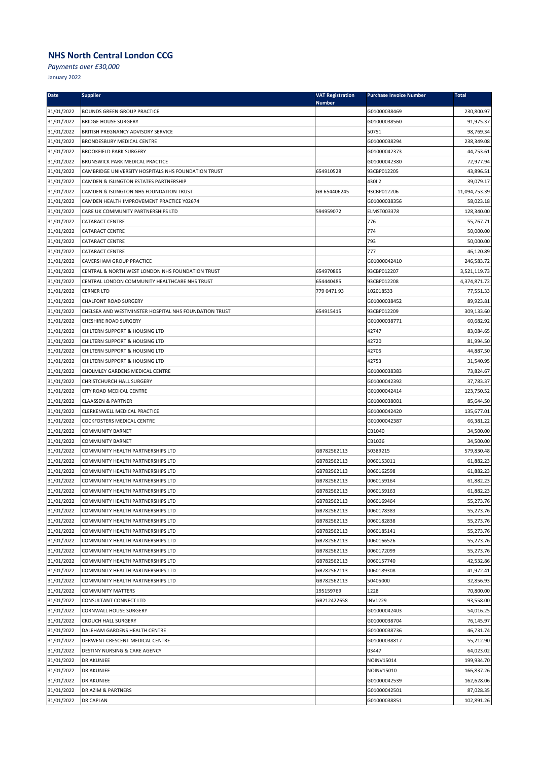## NHS North Central London CCG

*Payments over £30,000*

January 2022

| Date | Supplier | VAT Registration Number | Purchase Invoice Number | Total |
|---|---|---|---|---|
| 31/01/2022 | BOUNDS GREEN GROUP PRACTICE | | G01000038469 | 230,800.97 |
| 31/01/2022 | BRIDGE HOUSE SURGERY | | G01000038560 | 91,975.37 |
| 31/01/2022 | BRITISH PREGNANCY ADVISORY SERVICE | | 50751 | 98,769.34 |
| 31/01/2022 | BRONDESBURY MEDICAL CENTRE | | G01000038294 | 238,349.08 |
| 31/01/2022 | BROOKFIELD PARK SURGERY | | G01000042373 | 44,753.61 |
| 31/01/2022 | BRUNSWICK PARK MEDICAL PRACTICE | | G01000042380 | 72,977.94 |
| 31/01/2022 | CAMBRIDGE UNIVERSITY HOSPITALS NHS FOUNDATION TRUST | 654910528 | 93CBP012205 | 43,896.51 |
| 31/01/2022 | CAMDEN & ISLINGTON ESTATES PARTNERSHIP | | 430I 2 | 39,079.17 |
| 31/01/2022 | CAMDEN & ISLINGTON NHS FOUNDATION TRUST | GB 654406245 | 93CBP012206 | 11,094,753.39 |
| 31/01/2022 | CAMDEN HEALTH IMPROVEMENT PRACTICE Y02674 | | G01000038356 | 58,023.18 |
| 31/01/2022 | CARE UK COMMUNITY PARTNERSHIPS LTD | 594959072 | ELMST003378 | 128,340.00 |
| 31/01/2022 | CATARACT CENTRE | | 776 | 55,767.71 |
| 31/01/2022 | CATARACT CENTRE | | 774 | 50,000.00 |
| 31/01/2022 | CATARACT CENTRE | | 793 | 50,000.00 |
| 31/01/2022 | CATARACT CENTRE | | 777 | 46,120.89 |
| 31/01/2022 | CAVERSHAM GROUP PRACTICE | | G01000042410 | 246,583.72 |
| 31/01/2022 | CENTRAL & NORTH WEST LONDON NHS FOUNDATION TRUST | 654970895 | 93CBP012207 | 3,521,119.73 |
| 31/01/2022 | CENTRAL LONDON COMMUNITY HEALTHCARE NHS TRUST | 654440485 | 93CBP012208 | 4,374,871.72 |
| 31/01/2022 | CERNER LTD | 779 0471 93 | 102018533 | 77,551.33 |
| 31/01/2022 | CHALFONT ROAD SURGERY | | G01000038452 | 89,923.81 |
| 31/01/2022 | CHELSEA AND WESTMINSTER HOSPITAL NHS FOUNDATION TRUST | 654915415 | 93CBP012209 | 309,133.60 |
| 31/01/2022 | CHESHIRE ROAD SURGERY | | G01000038771 | 60,682.92 |
| 31/01/2022 | CHILTERN SUPPORT & HOUSING LTD | | 42747 | 83,084.65 |
| 31/01/2022 | CHILTERN SUPPORT & HOUSING LTD | | 42720 | 81,994.50 |
| 31/01/2022 | CHILTERN SUPPORT & HOUSING LTD | | 42705 | 44,887.50 |
| 31/01/2022 | CHILTERN SUPPORT & HOUSING LTD | | 42753 | 31,540.95 |
| 31/01/2022 | CHOLMLEY GARDENS MEDICAL CENTRE | | G01000038383 | 73,824.67 |
| 31/01/2022 | CHRISTCHURCH HALL SURGERY | | G01000042392 | 37,783.37 |
| 31/01/2022 | CITY ROAD MEDICAL CENTRE | | G01000042414 | 123,750.52 |
| 31/01/2022 | CLAASSEN & PARTNER | | G01000038001 | 85,644.50 |
| 31/01/2022 | CLERKENWELL MEDICAL PRACTICE | | G01000042420 | 135,677.01 |
| 31/01/2022 | COCKFOSTERS MEDICAL CENTRE | | G01000042387 | 66,381.22 |
| 31/01/2022 | COMMUNITY BARNET | | CB1040 | 34,500.00 |
| 31/01/2022 | COMMUNITY BARNET | | CB1036 | 34,500.00 |
| 31/01/2022 | COMMUNITY HEALTH PARTNERSHIPS LTD | GB782562113 | 50389215 | 579,830.48 |
| 31/01/2022 | COMMUNITY HEALTH PARTNERSHIPS LTD | GB782562113 | 0060153011 | 61,882.23 |
| 31/01/2022 | COMMUNITY HEALTH PARTNERSHIPS LTD | GB782562113 | 0060162598 | 61,882.23 |
| 31/01/2022 | COMMUNITY HEALTH PARTNERSHIPS LTD | GB782562113 | 0060159164 | 61,882.23 |
| 31/01/2022 | COMMUNITY HEALTH PARTNERSHIPS LTD | GB782562113 | 0060159163 | 61,882.23 |
| 31/01/2022 | COMMUNITY HEALTH PARTNERSHIPS LTD | GB782562113 | 0060169464 | 55,273.76 |
| 31/01/2022 | COMMUNITY HEALTH PARTNERSHIPS LTD | GB782562113 | 0060178383 | 55,273.76 |
| 31/01/2022 | COMMUNITY HEALTH PARTNERSHIPS LTD | GB782562113 | 0060182838 | 55,273.76 |
| 31/01/2022 | COMMUNITY HEALTH PARTNERSHIPS LTD | GB782562113 | 0060185141 | 55,273.76 |
| 31/01/2022 | COMMUNITY HEALTH PARTNERSHIPS LTD | GB782562113 | 0060166526 | 55,273.76 |
| 31/01/2022 | COMMUNITY HEALTH PARTNERSHIPS LTD | GB782562113 | 0060172099 | 55,273.76 |
| 31/01/2022 | COMMUNITY HEALTH PARTNERSHIPS LTD | GB782562113 | 0060157740 | 42,532.86 |
| 31/01/2022 | COMMUNITY HEALTH PARTNERSHIPS LTD | GB782562113 | 0060189308 | 41,972.41 |
| 31/01/2022 | COMMUNITY HEALTH PARTNERSHIPS LTD | GB782562113 | 50405000 | 32,856.93 |
| 31/01/2022 | COMMUNITY MATTERS | 195159769 | 1228 | 70,800.00 |
| 31/01/2022 | CONSULTANT CONNECT LTD | GB212422658 | INV1229 | 93,558.00 |
| 31/01/2022 | CORNWALL HOUSE SURGERY | | G01000042403 | 54,016.25 |
| 31/01/2022 | CROUCH HALL SURGERY | | G01000038704 | 76,145.97 |
| 31/01/2022 | DALEHAM GARDENS HEALTH CENTRE | | G01000038736 | 46,731.74 |
| 31/01/2022 | DERWENT CRESCENT MEDICAL CENTRE | | G01000038817 | 55,212.90 |
| 31/01/2022 | DESTINY NURSING & CARE AGENCY | | 03447 | 64,023.02 |
| 31/01/2022 | DR AKUNJEE | | NOINV15014 | 199,934.70 |
| 31/01/2022 | DR AKUNJEE | | NOINV15010 | 166,837.26 |
| 31/01/2022 | DR AKUNJEE | | G01000042539 | 162,628.06 |
| 31/01/2022 | DR AZIM & PARTNERS | | G01000042501 | 87,028.35 |
| 31/01/2022 | DR CAPLAN | | G01000038851 | 102,891.26 |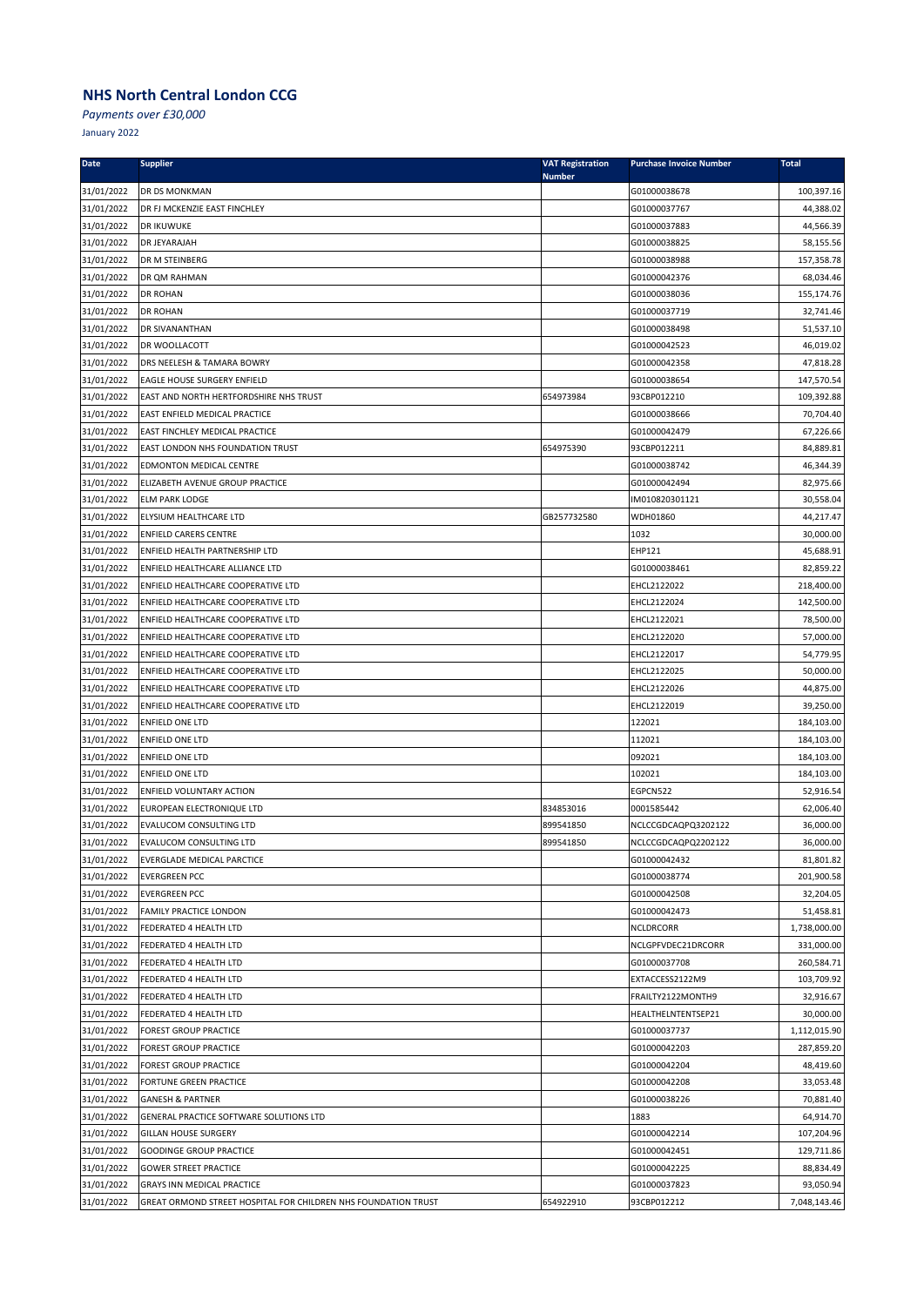## NHS North Central London CCG

*Payments over £30,000*

January 2022

| Date | Supplier | VAT Registration Number | Purchase Invoice Number | Total |
|---|---|---|---|---|
| 31/01/2022 | DR DS MONKMAN | | G01000038678 | 100,397.16 |
| 31/01/2022 | DR FJ MCKENZIE EAST FINCHLEY | | G01000037767 | 44,388.02 |
| 31/01/2022 | DR IKUWUKE | | G01000037883 | 44,566.39 |
| 31/01/2022 | DR JEYARAJAH | | G01000038825 | 58,155.56 |
| 31/01/2022 | DR M STEINBERG | | G01000038988 | 157,358.78 |
| 31/01/2022 | DR QM RAHMAN | | G01000042376 | 68,034.46 |
| 31/01/2022 | DR ROHAN | | G01000038036 | 155,174.76 |
| 31/01/2022 | DR ROHAN | | G01000037719 | 32,741.46 |
| 31/01/2022 | DR SIVANANTHAN | | G01000038498 | 51,537.10 |
| 31/01/2022 | DR WOOLLACOTT | | G01000042523 | 46,019.02 |
| 31/01/2022 | DRS NEELESH & TAMARA BOWRY | | G01000042358 | 47,818.28 |
| 31/01/2022 | EAGLE HOUSE SURGERY ENFIELD | | G01000038654 | 147,570.54 |
| 31/01/2022 | EAST AND NORTH HERTFORDSHIRE NHS TRUST | 654973984 | 93CBP012210 | 109,392.88 |
| 31/01/2022 | EAST ENFIELD MEDICAL PRACTICE | | G01000038666 | 70,704.40 |
| 31/01/2022 | EAST FINCHLEY MEDICAL PRACTICE | | G01000042479 | 67,226.66 |
| 31/01/2022 | EAST LONDON NHS FOUNDATION TRUST | 654975390 | 93CBP012211 | 84,889.81 |
| 31/01/2022 | EDMONTON MEDICAL CENTRE | | G01000038742 | 46,344.39 |
| 31/01/2022 | ELIZABETH AVENUE GROUP PRACTICE | | G01000042494 | 82,975.66 |
| 31/01/2022 | ELM PARK LODGE | | IM010820301121 | 30,558.04 |
| 31/01/2022 | ELYSIUM HEALTHCARE LTD | GB257732580 | WDH01860 | 44,217.47 |
| 31/01/2022 | ENFIELD CARERS CENTRE | | 1032 | 30,000.00 |
| 31/01/2022 | ENFIELD HEALTH PARTNERSHIP LTD | | EHP121 | 45,688.91 |
| 31/01/2022 | ENFIELD HEALTHCARE ALLIANCE LTD | | G01000038461 | 82,859.22 |
| 31/01/2022 | ENFIELD HEALTHCARE COOPERATIVE LTD | | EHCL2122022 | 218,400.00 |
| 31/01/2022 | ENFIELD HEALTHCARE COOPERATIVE LTD | | EHCL2122024 | 142,500.00 |
| 31/01/2022 | ENFIELD HEALTHCARE COOPERATIVE LTD | | EHCL2122021 | 78,500.00 |
| 31/01/2022 | ENFIELD HEALTHCARE COOPERATIVE LTD | | EHCL2122020 | 57,000.00 |
| 31/01/2022 | ENFIELD HEALTHCARE COOPERATIVE LTD | | EHCL2122017 | 54,779.95 |
| 31/01/2022 | ENFIELD HEALTHCARE COOPERATIVE LTD | | EHCL2122025 | 50,000.00 |
| 31/01/2022 | ENFIELD HEALTHCARE COOPERATIVE LTD | | EHCL2122026 | 44,875.00 |
| 31/01/2022 | ENFIELD HEALTHCARE COOPERATIVE LTD | | EHCL2122019 | 39,250.00 |
| 31/01/2022 | ENFIELD ONE LTD | | 122021 | 184,103.00 |
| 31/01/2022 | ENFIELD ONE LTD | | 112021 | 184,103.00 |
| 31/01/2022 | ENFIELD ONE LTD | | 092021 | 184,103.00 |
| 31/01/2022 | ENFIELD ONE LTD | | 102021 | 184,103.00 |
| 31/01/2022 | ENFIELD VOLUNTARY ACTION | | EGPCN522 | 52,916.54 |
| 31/01/2022 | EUROPEAN ELECTRONIQUE LTD | 834853016 | 0001585442 | 62,006.40 |
| 31/01/2022 | EVALUCOM CONSULTING LTD | 899541850 | NCLCCGDCAQPQ3202122 | 36,000.00 |
| 31/01/2022 | EVALUCOM CONSULTING LTD | 899541850 | NCLCCGDCAQPQ2202122 | 36,000.00 |
| 31/01/2022 | EVERGLADE MEDICAL PARCTICE | | G01000042432 | 81,801.82 |
| 31/01/2022 | EVERGREEN PCC | | G01000038774 | 201,900.58 |
| 31/01/2022 | EVERGREEN PCC | | G01000042508 | 32,204.05 |
| 31/01/2022 | FAMILY PRACTICE LONDON | | G01000042473 | 51,458.81 |
| 31/01/2022 | FEDERATED 4 HEALTH LTD | | NCLDRCORR | 1,738,000.00 |
| 31/01/2022 | FEDERATED 4 HEALTH LTD | | NCLGPFVDEC21DRCORR | 331,000.00 |
| 31/01/2022 | FEDERATED 4 HEALTH LTD | | G01000037708 | 260,584.71 |
| 31/01/2022 | FEDERATED 4 HEALTH LTD | | EXTACCESS2122M9 | 103,709.92 |
| 31/01/2022 | FEDERATED 4 HEALTH LTD | | FRAILTY2122MONTH9 | 32,916.67 |
| 31/01/2022 | FEDERATED 4 HEALTH LTD | | HEALTHELNTENTSEP21 | 30,000.00 |
| 31/01/2022 | FOREST GROUP PRACTICE | | G01000037737 | 1,112,015.90 |
| 31/01/2022 | FOREST GROUP PRACTICE | | G01000042203 | 287,859.20 |
| 31/01/2022 | FOREST GROUP PRACTICE | | G01000042204 | 48,419.60 |
| 31/01/2022 | FORTUNE GREEN PRACTICE | | G01000042208 | 33,053.48 |
| 31/01/2022 | GANESH & PARTNER | | G01000038226 | 70,881.40 |
| 31/01/2022 | GENERAL PRACTICE SOFTWARE SOLUTIONS LTD | | 1883 | 64,914.70 |
| 31/01/2022 | GILLAN HOUSE SURGERY | | G01000042214 | 107,204.96 |
| 31/01/2022 | GOODINGE GROUP PRACTICE | | G01000042451 | 129,711.86 |
| 31/01/2022 | GOWER STREET PRACTICE | | G01000042225 | 88,834.49 |
| 31/01/2022 | GRAYS INN MEDICAL PRACTICE | | G01000037823 | 93,050.94 |
| 31/01/2022 | GREAT ORMOND STREET HOSPITAL FOR CHILDREN NHS FOUNDATION TRUST | 654922910 | 93CBP012212 | 7,048,143.46 |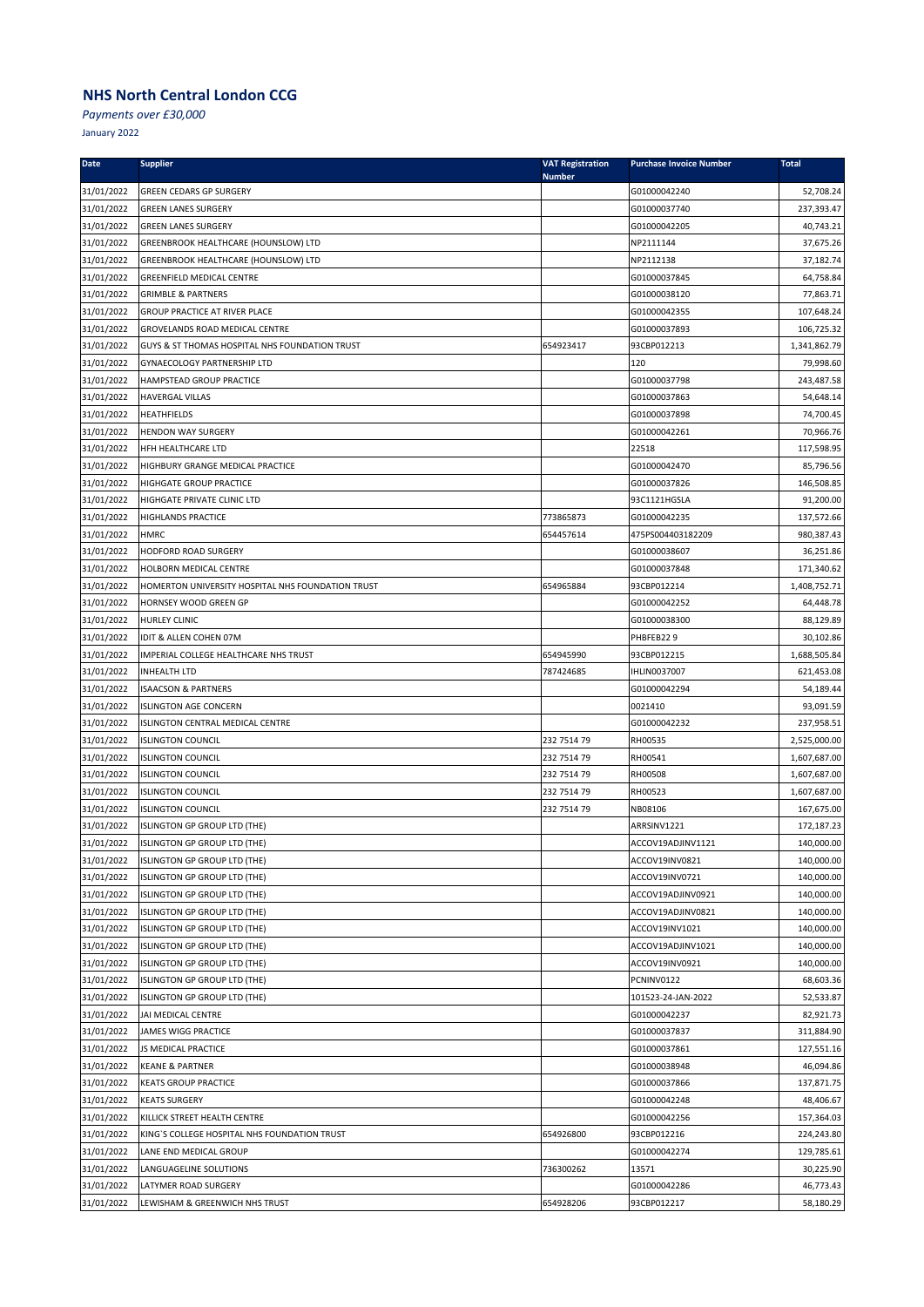## NHS North Central London CCG

*Payments over £30,000*

January 2022

| Date | Supplier | VAT Registration Number | Purchase Invoice Number | Total |
|---|---|---|---|---|
| 31/01/2022 | GREEN CEDARS GP SURGERY | | G01000042240 | 52,708.24 |
| 31/01/2022 | GREEN LANES SURGERY | | G01000037740 | 237,393.47 |
| 31/01/2022 | GREEN LANES SURGERY | | G01000042205 | 40,743.21 |
| 31/01/2022 | GREENBROOK HEALTHCARE (HOUNSLOW) LTD | | NP2111144 | 37,675.26 |
| 31/01/2022 | GREENBROOK HEALTHCARE (HOUNSLOW) LTD | | NP2112138 | 37,182.74 |
| 31/01/2022 | GREENFIELD MEDICAL CENTRE | | G01000037845 | 64,758.84 |
| 31/01/2022 | GRIMBLE & PARTNERS | | G01000038120 | 77,863.71 |
| 31/01/2022 | GROUP PRACTICE AT RIVER PLACE | | G01000042355 | 107,648.24 |
| 31/01/2022 | GROVELANDS ROAD MEDICAL CENTRE | | G01000037893 | 106,725.32 |
| 31/01/2022 | GUYS & ST THOMAS HOSPITAL NHS FOUNDATION TRUST | 654923417 | 93CBP012213 | 1,341,862.79 |
| 31/01/2022 | GYNAECOLOGY PARTNERSHIP LTD | | 120 | 79,998.60 |
| 31/01/2022 | HAMPSTEAD GROUP PRACTICE | | G01000037798 | 243,487.58 |
| 31/01/2022 | HAVERGAL VILLAS | | G01000037863 | 54,648.14 |
| 31/01/2022 | HEATHFIELDS | | G01000037898 | 74,700.45 |
| 31/01/2022 | HENDON WAY SURGERY | | G01000042261 | 70,966.76 |
| 31/01/2022 | HFH HEALTHCARE LTD | | 22518 | 117,598.95 |
| 31/01/2022 | HIGHBURY GRANGE MEDICAL PRACTICE | | G01000042470 | 85,796.56 |
| 31/01/2022 | HIGHGATE GROUP PRACTICE | | G01000037826 | 146,508.85 |
| 31/01/2022 | HIGHGATE PRIVATE CLINIC LTD | | 93C1121HGSLA | 91,200.00 |
| 31/01/2022 | HIGHLANDS PRACTICE | 773865873 | G01000042235 | 137,572.66 |
| 31/01/2022 | HMRC | 654457614 | 475PS004403182209 | 980,387.43 |
| 31/01/2022 | HODFORD ROAD SURGERY | | G01000038607 | 36,251.86 |
| 31/01/2022 | HOLBORN MEDICAL CENTRE | | G01000037848 | 171,340.62 |
| 31/01/2022 | HOMERTON UNIVERSITY HOSPITAL NHS FOUNDATION TRUST | 654965884 | 93CBP012214 | 1,408,752.71 |
| 31/01/2022 | HORNSEY WOOD GREEN GP | | G01000042252 | 64,448.78 |
| 31/01/2022 | HURLEY CLINIC | | G01000038300 | 88,129.89 |
| 31/01/2022 | IDIT & ALLEN COHEN 07M | | PHBFEB22 9 | 30,102.86 |
| 31/01/2022 | IMPERIAL COLLEGE HEALTHCARE NHS TRUST | 654945990 | 93CBP012215 | 1,688,505.84 |
| 31/01/2022 | INHEALTH LTD | 787424685 | IHLIN0037007 | 621,453.08 |
| 31/01/2022 | ISAACSON & PARTNERS | | G01000042294 | 54,189.44 |
| 31/01/2022 | ISLINGTON AGE CONCERN | | 0021410 | 93,091.59 |
| 31/01/2022 | ISLINGTON CENTRAL MEDICAL CENTRE | | G01000042232 | 237,958.51 |
| 31/01/2022 | ISLINGTON COUNCIL | 232 7514 79 | RH00535 | 2,525,000.00 |
| 31/01/2022 | ISLINGTON COUNCIL | 232 7514 79 | RH00541 | 1,607,687.00 |
| 31/01/2022 | ISLINGTON COUNCIL | 232 7514 79 | RH00508 | 1,607,687.00 |
| 31/01/2022 | ISLINGTON COUNCIL | 232 7514 79 | RH00523 | 1,607,687.00 |
| 31/01/2022 | ISLINGTON COUNCIL | 232 7514 79 | NB08106 | 167,675.00 |
| 31/01/2022 | ISLINGTON GP GROUP LTD (THE) | | ARRSINV1221 | 172,187.23 |
| 31/01/2022 | ISLINGTON GP GROUP LTD (THE) | | ACCOV19ADJINV1121 | 140,000.00 |
| 31/01/2022 | ISLINGTON GP GROUP LTD (THE) | | ACCOV19INV0821 | 140,000.00 |
| 31/01/2022 | ISLINGTON GP GROUP LTD (THE) | | ACCOV19INV0721 | 140,000.00 |
| 31/01/2022 | ISLINGTON GP GROUP LTD (THE) | | ACCOV19ADJINV0921 | 140,000.00 |
| 31/01/2022 | ISLINGTON GP GROUP LTD (THE) | | ACCOV19ADJINV0821 | 140,000.00 |
| 31/01/2022 | ISLINGTON GP GROUP LTD (THE) | | ACCOV19INV1021 | 140,000.00 |
| 31/01/2022 | ISLINGTON GP GROUP LTD (THE) | | ACCOV19ADJINV1021 | 140,000.00 |
| 31/01/2022 | ISLINGTON GP GROUP LTD (THE) | | ACCOV19INV0921 | 140,000.00 |
| 31/01/2022 | ISLINGTON GP GROUP LTD (THE) | | PCNINV0122 | 68,603.36 |
| 31/01/2022 | ISLINGTON GP GROUP LTD (THE) | | 101523-24-JAN-2022 | 52,533.87 |
| 31/01/2022 | JAI MEDICAL CENTRE | | G01000042237 | 82,921.73 |
| 31/01/2022 | JAMES WIGG PRACTICE | | G01000037837 | 311,884.90 |
| 31/01/2022 | JS MEDICAL PRACTICE | | G01000037861 | 127,551.16 |
| 31/01/2022 | KEANE & PARTNER | | G01000038948 | 46,094.86 |
| 31/01/2022 | KEATS GROUP PRACTICE | | G01000037866 | 137,871.75 |
| 31/01/2022 | KEATS SURGERY | | G01000042248 | 48,406.67 |
| 31/01/2022 | KILLICK STREET HEALTH CENTRE | | G01000042256 | 157,364.03 |
| 31/01/2022 | KING`S COLLEGE HOSPITAL NHS FOUNDATION TRUST | 654926800 | 93CBP012216 | 224,243.80 |
| 31/01/2022 | LANE END MEDICAL GROUP | | G01000042274 | 129,785.61 |
| 31/01/2022 | LANGUAGELINE SOLUTIONS | 736300262 | 13571 | 30,225.90 |
| 31/01/2022 | LATYMER ROAD SURGERY | | G01000042286 | 46,773.43 |
| 31/01/2022 | LEWISHAM & GREENWICH NHS TRUST | 654928206 | 93CBP012217 | 58,180.29 |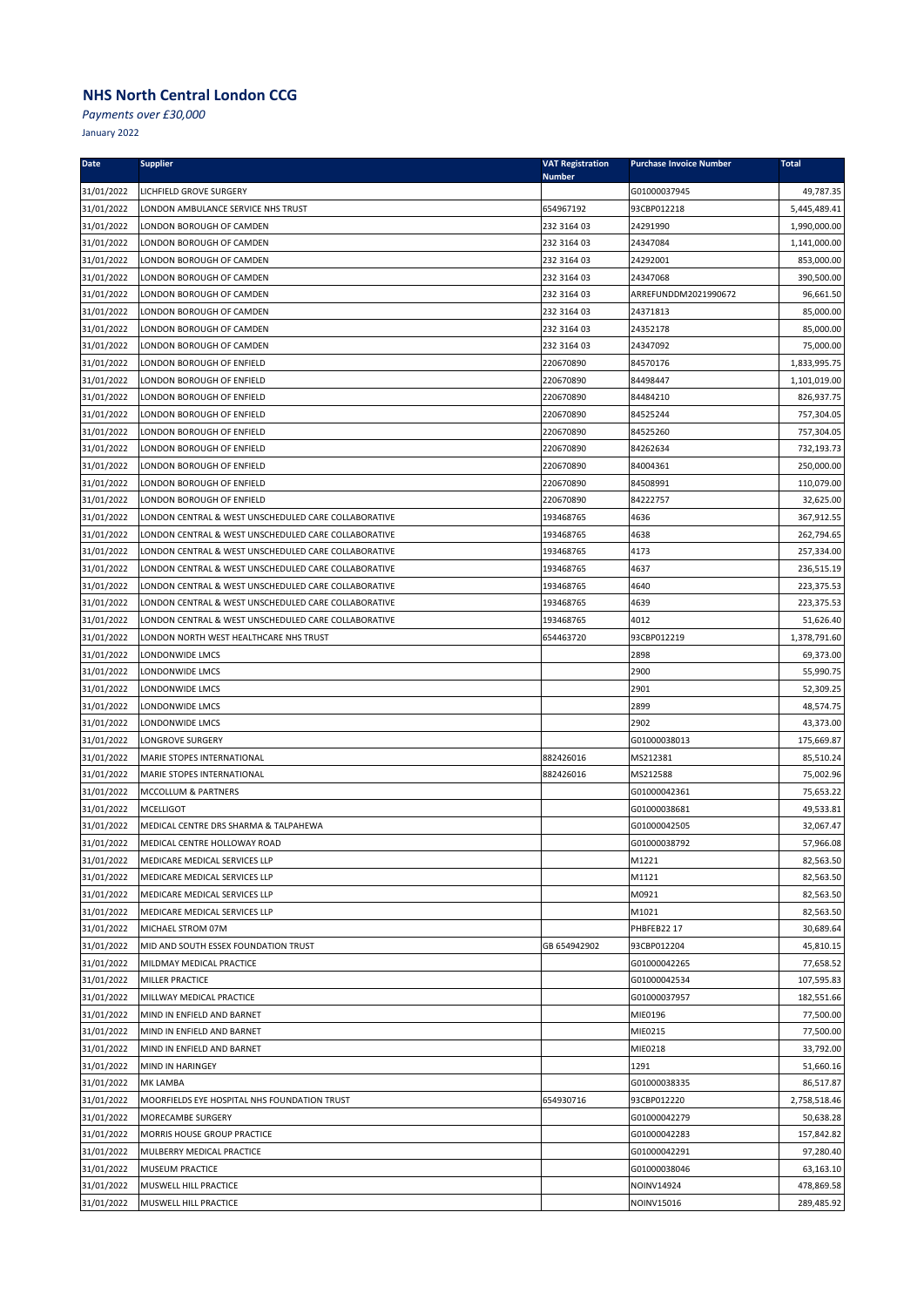## NHS North Central London CCG

*Payments over £30,000*

January 2022

| Date | Supplier | VAT Registration Number | Purchase Invoice Number | Total |
|---|---|---|---|---|
| 31/01/2022 | LICHFIELD GROVE SURGERY | | G01000037945 | 49,787.35 |
| 31/01/2022 | LONDON AMBULANCE SERVICE NHS TRUST | 654967192 | 93CBP012218 | 5,445,489.41 |
| 31/01/2022 | LONDON BOROUGH OF CAMDEN | 232 3164 03 | 24291990 | 1,990,000.00 |
| 31/01/2022 | LONDON BOROUGH OF CAMDEN | 232 3164 03 | 24347084 | 1,141,000.00 |
| 31/01/2022 | LONDON BOROUGH OF CAMDEN | 232 3164 03 | 24292001 | 853,000.00 |
| 31/01/2022 | LONDON BOROUGH OF CAMDEN | 232 3164 03 | 24347068 | 390,500.00 |
| 31/01/2022 | LONDON BOROUGH OF CAMDEN | 232 3164 03 | ARREFUNDDM2021990672 | 96,661.50 |
| 31/01/2022 | LONDON BOROUGH OF CAMDEN | 232 3164 03 | 24371813 | 85,000.00 |
| 31/01/2022 | LONDON BOROUGH OF CAMDEN | 232 3164 03 | 24352178 | 85,000.00 |
| 31/01/2022 | LONDON BOROUGH OF CAMDEN | 232 3164 03 | 24347092 | 75,000.00 |
| 31/01/2022 | LONDON BOROUGH OF ENFIELD | 220670890 | 84570176 | 1,833,995.75 |
| 31/01/2022 | LONDON BOROUGH OF ENFIELD | 220670890 | 84498447 | 1,101,019.00 |
| 31/01/2022 | LONDON BOROUGH OF ENFIELD | 220670890 | 84484210 | 826,937.75 |
| 31/01/2022 | LONDON BOROUGH OF ENFIELD | 220670890 | 84525244 | 757,304.05 |
| 31/01/2022 | LONDON BOROUGH OF ENFIELD | 220670890 | 84525260 | 757,304.05 |
| 31/01/2022 | LONDON BOROUGH OF ENFIELD | 220670890 | 84262634 | 732,193.73 |
| 31/01/2022 | LONDON BOROUGH OF ENFIELD | 220670890 | 84004361 | 250,000.00 |
| 31/01/2022 | LONDON BOROUGH OF ENFIELD | 220670890 | 84508991 | 110,079.00 |
| 31/01/2022 | LONDON BOROUGH OF ENFIELD | 220670890 | 84222757 | 32,625.00 |
| 31/01/2022 | LONDON CENTRAL & WEST UNSCHEDULED CARE COLLABORATIVE | 193468765 | 4636 | 367,912.55 |
| 31/01/2022 | LONDON CENTRAL & WEST UNSCHEDULED CARE COLLABORATIVE | 193468765 | 4638 | 262,794.65 |
| 31/01/2022 | LONDON CENTRAL & WEST UNSCHEDULED CARE COLLABORATIVE | 193468765 | 4173 | 257,334.00 |
| 31/01/2022 | LONDON CENTRAL & WEST UNSCHEDULED CARE COLLABORATIVE | 193468765 | 4637 | 236,515.19 |
| 31/01/2022 | LONDON CENTRAL & WEST UNSCHEDULED CARE COLLABORATIVE | 193468765 | 4640 | 223,375.53 |
| 31/01/2022 | LONDON CENTRAL & WEST UNSCHEDULED CARE COLLABORATIVE | 193468765 | 4639 | 223,375.53 |
| 31/01/2022 | LONDON CENTRAL & WEST UNSCHEDULED CARE COLLABORATIVE | 193468765 | 4012 | 51,626.40 |
| 31/01/2022 | LONDON NORTH WEST HEALTHCARE NHS TRUST | 654463720 | 93CBP012219 | 1,378,791.60 |
| 31/01/2022 | LONDONWIDE LMCS | | 2898 | 69,373.00 |
| 31/01/2022 | LONDONWIDE LMCS | | 2900 | 55,990.75 |
| 31/01/2022 | LONDONWIDE LMCS | | 2901 | 52,309.25 |
| 31/01/2022 | LONDONWIDE LMCS | | 2899 | 48,574.75 |
| 31/01/2022 | LONDONWIDE LMCS | | 2902 | 43,373.00 |
| 31/01/2022 | LONGROVE SURGERY | | G01000038013 | 175,669.87 |
| 31/01/2022 | MARIE STOPES INTERNATIONAL | 882426016 | MS212381 | 85,510.24 |
| 31/01/2022 | MARIE STOPES INTERNATIONAL | 882426016 | MS212588 | 75,002.96 |
| 31/01/2022 | MCCOLLUM & PARTNERS | | G01000042361 | 75,653.22 |
| 31/01/2022 | MCELLIGOT | | G01000038681 | 49,533.81 |
| 31/01/2022 | MEDICAL CENTRE DRS SHARMA & TALPAHEWA | | G01000042505 | 32,067.47 |
| 31/01/2022 | MEDICAL CENTRE HOLLOWAY ROAD | | G01000038792 | 57,966.08 |
| 31/01/2022 | MEDICARE MEDICAL SERVICES LLP | | M1221 | 82,563.50 |
| 31/01/2022 | MEDICARE MEDICAL SERVICES LLP | | M1121 | 82,563.50 |
| 31/01/2022 | MEDICARE MEDICAL SERVICES LLP | | M0921 | 82,563.50 |
| 31/01/2022 | MEDICARE MEDICAL SERVICES LLP | | M1021 | 82,563.50 |
| 31/01/2022 | MICHAEL STROM 07M | | PHBFEB22 17 | 30,689.64 |
| 31/01/2022 | MID AND SOUTH ESSEX FOUNDATION TRUST | GB 654942902 | 93CBP012204 | 45,810.15 |
| 31/01/2022 | MILDMAY MEDICAL PRACTICE | | G01000042265 | 77,658.52 |
| 31/01/2022 | MILLER PRACTICE | | G01000042534 | 107,595.83 |
| 31/01/2022 | MILLWAY MEDICAL PRACTICE | | G01000037957 | 182,551.66 |
| 31/01/2022 | MIND IN ENFIELD AND BARNET | | MIE0196 | 77,500.00 |
| 31/01/2022 | MIND IN ENFIELD AND BARNET | | MIE0215 | 77,500.00 |
| 31/01/2022 | MIND IN ENFIELD AND BARNET | | MIE0218 | 33,792.00 |
| 31/01/2022 | MIND IN HARINGEY | | 1291 | 51,660.16 |
| 31/01/2022 | MK LAMBA | | G01000038335 | 86,517.87 |
| 31/01/2022 | MOORFIELDS EYE HOSPITAL NHS FOUNDATION TRUST | 654930716 | 93CBP012220 | 2,758,518.46 |
| 31/01/2022 | MORECAMBE SURGERY | | G01000042279 | 50,638.28 |
| 31/01/2022 | MORRIS HOUSE GROUP PRACTICE | | G01000042283 | 157,842.82 |
| 31/01/2022 | MULBERRY MEDICAL PRACTICE | | G01000042291 | 97,280.40 |
| 31/01/2022 | MUSEUM PRACTICE | | G01000038046 | 63,163.10 |
| 31/01/2022 | MUSWELL HILL PRACTICE | | NOINV14924 | 478,869.58 |
| 31/01/2022 | MUSWELL HILL PRACTICE | | NOINV15016 | 289,485.92 |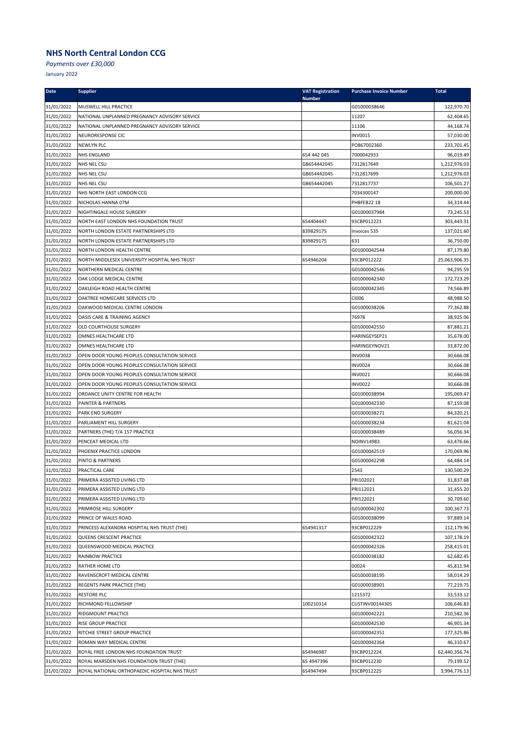## NHS North Central London CCG

*Payments over £30,000*

January 2022

| Date | Supplier | VAT Registration Number | Purchase Invoice Number | Total |
|---|---|---|---|---|
| 31/01/2022 | MUSWELL HILL PRACTICE | | G01000038646 | 122,970.70 |
| 31/01/2022 | NATIONAL UNPLANNED PREGNANCY ADVISORY SERVICE | | 11207 | 62,404.65 |
| 31/01/2022 | NATIONAL UNPLANNED PREGNANCY ADVISORY SERVICE | | 11106 | 44,168.74 |
| 31/01/2022 | NEURORESPONSE CIC | | INV0015 | 57,030.00 |
| 31/01/2022 | NEWLYN PLC | | PO867002360 | 233,701.45 |
| 31/01/2022 | NHS ENGLAND | 654 442 045 | 7000042933 | 96,019.49 |
| 31/01/2022 | NHS NEL CSU | GB654442045 | 7312817649 | 1,212,976.03 |
| 31/01/2022 | NHS NEL CSU | GB654442045 | 7312817699 | 1,212,976.03 |
| 31/01/2022 | NHS NEL CSU | GB654442045 | 7312817737 | 106,501.27 |
| 31/01/2022 | NHS NORTH EAST LONDON CCG | | 7034300147 | 200,000.00 |
| 31/01/2022 | NICHOLAS HANNA 07M | | PHBFEB22 18 | 34,314.44 |
| 31/01/2022 | NIGHTINGALE HOUSE SURGERY | | G01000037984 | 73,245.53 |
| 31/01/2022 | NORTH EAST LONDON NHS FOUNDATION TRUST | 654404447 | 93CBP012221 | 303,443.31 |
| 31/01/2022 | NORTH LONDON ESTATE PARTNERSHIPS LTD | 839829175 | Invoices 535 | 137,021.60 |
| 31/01/2022 | NORTH LONDON ESTATE PARTNERSHIPS LTD | 839829175 | 631 | 36,750.00 |
| 31/01/2022 | NORTH LONDON HEALTH CENTRE | | G01000042544 | 87,179.80 |
| 31/01/2022 | NORTH MIDDLESEX UNIVERSITY HOSPITAL NHS TRUST | 654946204 | 93CBP012222 | 25,063,906.35 |
| 31/01/2022 | NORTHERN MEDICAL CENTRE | | G01000042546 | 94,295.59 |
| 31/01/2022 | OAK LODGE MEDICAL CENTRE | | G01000042340 | 172,723.29 |
| 31/01/2022 | OAKLEIGH ROAD HEALTH CENTRE | | G01000042345 | 74,566.89 |
| 31/01/2022 | OAKTREE HOMECARE SERVICES LTD | | CI006 | 48,988.50 |
| 31/01/2022 | OAKWOOD MEDICAL CENTRE LONDON | | G01000038206 | 77,362.88 |
| 31/01/2022 | OASIS CARE & TRAINING AGENCY | | 76978 | 38,925.06 |
| 31/01/2022 | OLD COURTHOUSE SURGERY | | G01000042550 | 87,881.21 |
| 31/01/2022 | OMNES HEALTHCARE LTD | | HARINGEYSEP21 | 35,678.00 |
| 31/01/2022 | OMNES HEALTHCARE LTD | | HARINGEYNOV21 | 33,872.00 |
| 31/01/2022 | OPEN DOOR YOUNG PEOPLES CONSULTATION SERVICE | | INV0038 | 30,666.08 |
| 31/01/2022 | OPEN DOOR YOUNG PEOPLES CONSULTATION SERVICE | | INV0024 | 30,666.08 |
| 31/01/2022 | OPEN DOOR YOUNG PEOPLES CONSULTATION SERVICE | | INV0021 | 30,666.08 |
| 31/01/2022 | OPEN DOOR YOUNG PEOPLES CONSULTATION SERVICE | | INV0022 | 30,666.08 |
| 31/01/2022 | ORDANCE UNITY CENTRE FOR HEALTH | | G01000038994 | 195,069.47 |
| 31/01/2022 | PAINTER & PARTNERS | | G01000042330 | 87,159.08 |
| 31/01/2022 | PARK END SURGERY | | G01000038271 | 84,320.21 |
| 31/01/2022 | PARLIAMENT HILL SURGERY | | G01000038234 | 81,621.04 |
| 31/01/2022 | PARTNERS (THE) T/A 157 PRACTICE | | G01000038489 | 56,056.34 |
| 31/01/2022 | PENCEAT MEDICAL LTD | | NOINV14983 | 63,476.66 |
| 31/01/2022 | PHOENIX PRACTICE LONDON | | G01000042519 | 170,069.96 |
| 31/01/2022 | PINTO & PARTNERS | | G01000042298 | 64,484.14 |
| 31/01/2022 | PRACTICAL CARE | | 2543 | 130,500.29 |
| 31/01/2022 | PRIMERA ASSISTED LIVING LTD | | PRI102021 | 31,837.68 |
| 31/01/2022 | PRIMERA ASSISTED LIVING LTD | | PRI112021 | 31,455.20 |
| 31/01/2022 | PRIMERA ASSISTED LIVING LTD | | PRI122021 | 30,709.60 |
| 31/01/2022 | PRIMROSE HILL SURGERY | | G01000042302 | 100,367.73 |
| 31/01/2022 | PRINCE OF WALES ROAD | | G01000038099 | 97,889.14 |
| 31/01/2022 | PRINCESS ALEXANDRA HOSPITAL NHS TRUST (THE) | 654941317 | 93CBP012229 | 112,179.96 |
| 31/01/2022 | QUEENS CRESCENT PRACTICE | | G01000042322 | 107,178.19 |
| 31/01/2022 | QUEENSWOOD MEDICAL PRACTICE | | G01000042326 | 258,415.01 |
| 31/01/2022 | RAINBOW PRACTICE | | G01000038182 | 62,682.45 |
| 31/01/2022 | RATHER HOME LTD | | 00024 | 45,811.94 |
| 31/01/2022 | RAVENSCROFT MEDICAL CENTRE | | G01000038195 | 58,014.29 |
| 31/01/2022 | REGENTS PARK PRACTICE (THE) | | G01000038901 | 77,219.75 |
| 31/01/2022 | RESTORE PLC | | 1215372 | 33,533.12 |
| 31/01/2022 | RICHMOND FELLOWSHIP | 100210314 | CUSTINV00144305 | 106,646.83 |
| 31/01/2022 | RIDGMOUNT PRACTICE | | G01000042221 | 210,582.36 |
| 31/01/2022 | RISE GROUP PRACTICE | | G01000042530 | 46,901.34 |
| 31/01/2022 | RITCHIE STREET GROUP PRACTICE | | G01000042351 | 177,325.86 |
| 31/01/2022 | ROMAN WAY MEDICAL CENTRE | | G01000042364 | 46,310.67 |
| 31/01/2022 | ROYAL FREE LONDON NHS FOUNDATION TRUST | 654946987 | 93CBP012224 | 62,440,356.74 |
| 31/01/2022 | ROYAL MARSDEN NHS FOUNDATION TRUST (THE) | 65 4947396 | 93CBP012230 | 79,199.52 |
| 31/01/2022 | ROYAL NATIONAL ORTHOPAEDIC HOSPITAL NHS TRUST | 654947494 | 93CBP012225 | 3,994,776.13 |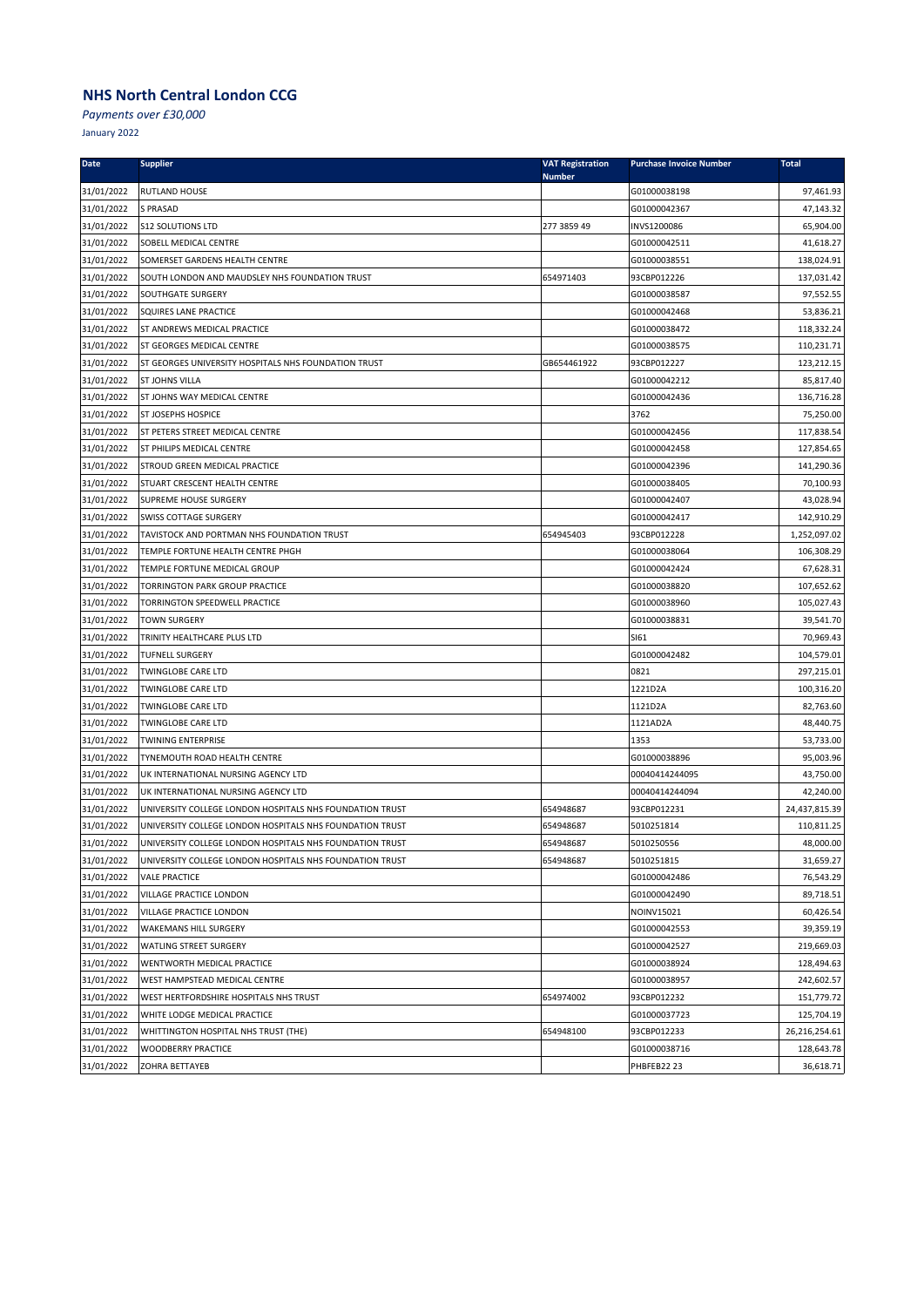## NHS North Central London CCG

*Payments over £30,000*

January 2022

| Date | Supplier | VAT Registration Number | Purchase Invoice Number | Total |
|---|---|---|---|---|
| 31/01/2022 | RUTLAND HOUSE | | G01000038198 | 97,461.93 |
| 31/01/2022 | S PRASAD | | G01000042367 | 47,143.32 |
| 31/01/2022 | S12 SOLUTIONS LTD | 277 3859 49 | INVS1200086 | 65,904.00 |
| 31/01/2022 | SOBELL MEDICAL CENTRE | | G01000042511 | 41,618.27 |
| 31/01/2022 | SOMERSET GARDENS HEALTH CENTRE | | G01000038551 | 138,024.91 |
| 31/01/2022 | SOUTH LONDON AND MAUDSLEY NHS FOUNDATION TRUST | 654971403 | 93CBP012226 | 137,031.42 |
| 31/01/2022 | SOUTHGATE SURGERY | | G01000038587 | 97,552.55 |
| 31/01/2022 | SQUIRES LANE PRACTICE | | G01000042468 | 53,836.21 |
| 31/01/2022 | ST ANDREWS MEDICAL PRACTICE | | G01000038472 | 118,332.24 |
| 31/01/2022 | ST GEORGES MEDICAL CENTRE | | G01000038575 | 110,231.71 |
| 31/01/2022 | ST GEORGES UNIVERSITY HOSPITALS NHS FOUNDATION TRUST | GB654461922 | 93CBP012227 | 123,212.15 |
| 31/01/2022 | ST JOHNS VILLA | | G01000042212 | 85,817.40 |
| 31/01/2022 | ST JOHNS WAY MEDICAL CENTRE | | G01000042436 | 136,716.28 |
| 31/01/2022 | ST JOSEPHS HOSPICE | | 3762 | 75,250.00 |
| 31/01/2022 | ST PETERS STREET MEDICAL CENTRE | | G01000042456 | 117,838.54 |
| 31/01/2022 | ST PHILIPS MEDICAL CENTRE | | G01000042458 | 127,854.65 |
| 31/01/2022 | STROUD GREEN MEDICAL PRACTICE | | G01000042396 | 141,290.36 |
| 31/01/2022 | STUART CRESCENT HEALTH CENTRE | | G01000038405 | 70,100.93 |
| 31/01/2022 | SUPREME HOUSE SURGERY | | G01000042407 | 43,028.94 |
| 31/01/2022 | SWISS COTTAGE SURGERY | | G01000042417 | 142,910.29 |
| 31/01/2022 | TAVISTOCK AND PORTMAN NHS FOUNDATION TRUST | 654945403 | 93CBP012228 | 1,252,097.02 |
| 31/01/2022 | TEMPLE FORTUNE HEALTH CENTRE PHGH | | G01000038064 | 106,308.29 |
| 31/01/2022 | TEMPLE FORTUNE MEDICAL GROUP | | G01000042424 | 67,628.31 |
| 31/01/2022 | TORRINGTON PARK GROUP PRACTICE | | G01000038820 | 107,652.62 |
| 31/01/2022 | TORRINGTON SPEEDWELL PRACTICE | | G01000038960 | 105,027.43 |
| 31/01/2022 | TOWN SURGERY | | G01000038831 | 39,541.70 |
| 31/01/2022 | TRINITY HEALTHCARE PLUS LTD | | SI61 | 70,969.43 |
| 31/01/2022 | TUFNELL SURGERY | | G01000042482 | 104,579.01 |
| 31/01/2022 | TWINGLOBE CARE LTD | | 0821 | 297,215.01 |
| 31/01/2022 | TWINGLOBE CARE LTD | | 1221D2A | 100,316.20 |
| 31/01/2022 | TWINGLOBE CARE LTD | | 1121D2A | 82,763.60 |
| 31/01/2022 | TWINGLOBE CARE LTD | | 1121AD2A | 48,440.75 |
| 31/01/2022 | TWINING ENTERPRISE | | 1353 | 53,733.00 |
| 31/01/2022 | TYNEMOUTH ROAD HEALTH CENTRE | | G01000038896 | 95,003.96 |
| 31/01/2022 | UK INTERNATIONAL NURSING AGENCY LTD | | 00040414244095 | 43,750.00 |
| 31/01/2022 | UK INTERNATIONAL NURSING AGENCY LTD | | 00040414244094 | 42,240.00 |
| 31/01/2022 | UNIVERSITY COLLEGE LONDON HOSPITALS NHS FOUNDATION TRUST | 654948687 | 93CBP012231 | 24,437,815.39 |
| 31/01/2022 | UNIVERSITY COLLEGE LONDON HOSPITALS NHS FOUNDATION TRUST | 654948687 | 5010251814 | 110,811.25 |
| 31/01/2022 | UNIVERSITY COLLEGE LONDON HOSPITALS NHS FOUNDATION TRUST | 654948687 | 5010250556 | 48,000.00 |
| 31/01/2022 | UNIVERSITY COLLEGE LONDON HOSPITALS NHS FOUNDATION TRUST | 654948687 | 5010251815 | 31,659.27 |
| 31/01/2022 | VALE PRACTICE | | G01000042486 | 76,543.29 |
| 31/01/2022 | VILLAGE PRACTICE LONDON | | G01000042490 | 89,718.51 |
| 31/01/2022 | VILLAGE PRACTICE LONDON | | NOINV15021 | 60,426.54 |
| 31/01/2022 | WAKEMANS HILL SURGERY | | G01000042553 | 39,359.19 |
| 31/01/2022 | WATLING STREET SURGERY | | G01000042527 | 219,669.03 |
| 31/01/2022 | WENTWORTH MEDICAL PRACTICE | | G01000038924 | 128,494.63 |
| 31/01/2022 | WEST HAMPSTEAD MEDICAL CENTRE | | G01000038957 | 242,602.57 |
| 31/01/2022 | WEST HERTFORDSHIRE HOSPITALS NHS TRUST | 654974002 | 93CBP012232 | 151,779.72 |
| 31/01/2022 | WHITE LODGE MEDICAL PRACTICE | | G01000037723 | 125,704.19 |
| 31/01/2022 | WHITTINGTON HOSPITAL NHS TRUST (THE) | 654948100 | 93CBP012233 | 26,216,254.61 |
| 31/01/2022 | WOODBERRY PRACTICE | | G01000038716 | 128,643.78 |
| 31/01/2022 | ZOHRA BETTAYEB | | PHBFEB22 23 | 36,618.71 |